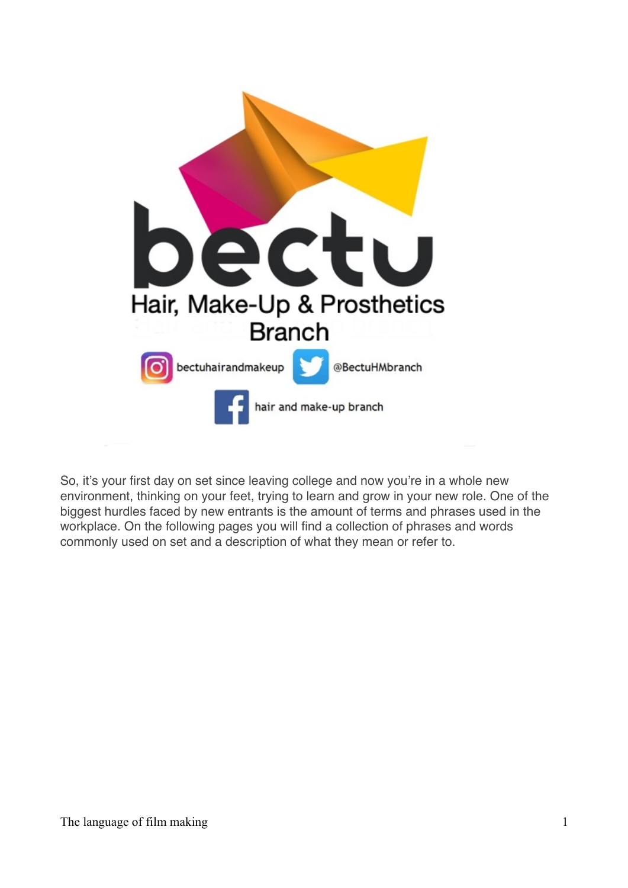bectu

Hair, Make-Up & Prosthetics Branch

bectuhairandmakeup @BectuHMbranch

hair and make-up branch

So, it's your first day on set since leaving college and now you're in a whole new environment, thinking on your feet, trying to learn and grow in your new role. One of the biggest hurdles faced by new entrants is the amount of terms and phrases used in the workplace. On the following pages you will find a collection of phrases and words commonly used on set and a description of what they mean or refer to.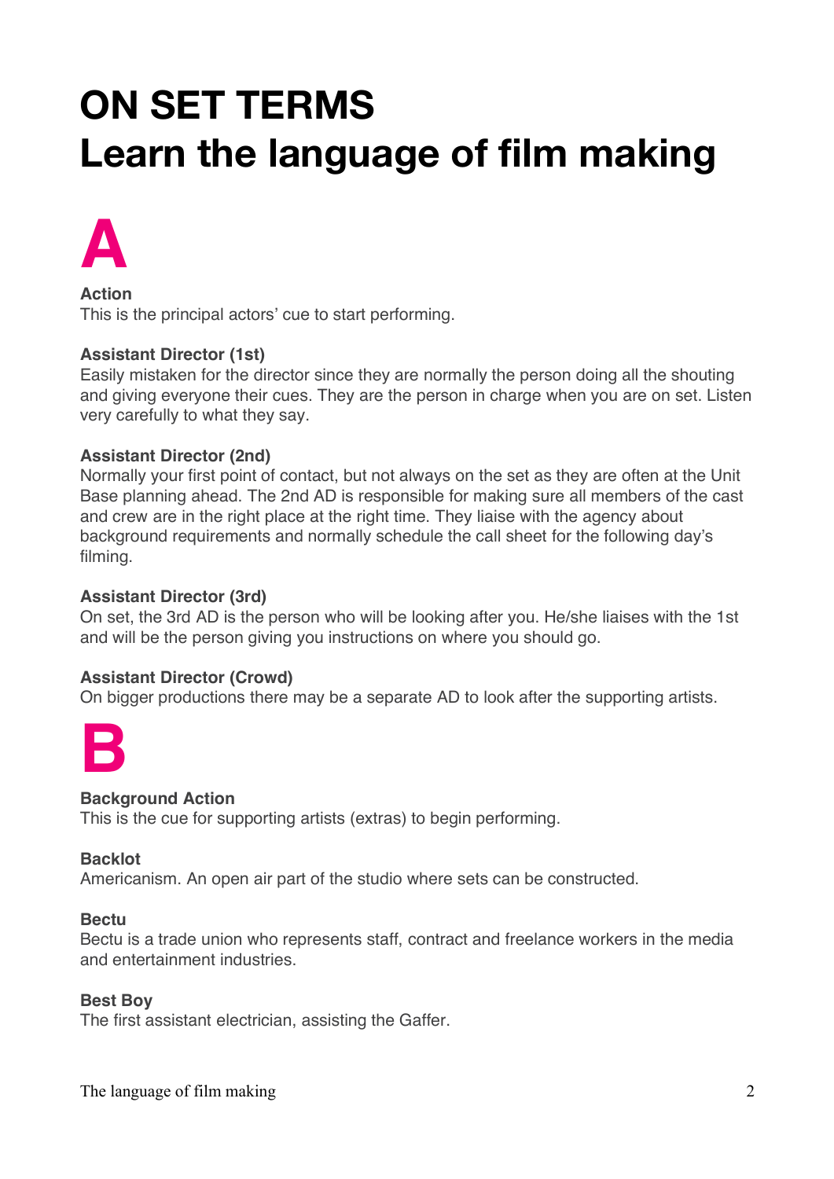# ON SET TERMS
# Learn the language of film making

## A

**Action**
This is the principal actors' cue to start performing.

**Assistant Director (1st)**
Easily mistaken for the director since they are normally the person doing all the shouting and giving everyone their cues. They are the person in charge when you are on set. Listen very carefully to what they say.

**Assistant Director (2nd)**
Normally your first point of contact, but not always on the set as they are often at the Unit Base planning ahead. The 2nd AD is responsible for making sure all members of the cast and crew are in the right place at the right time. They liaise with the agency about background requirements and normally schedule the call sheet for the following day's filming.

**Assistant Director (3rd)**
On set, the 3rd AD is the person who will be looking after you. He/she liaises with the 1st and will be the person giving you instructions on where you should go.

**Assistant Director (Crowd)**
On bigger productions there may be a separate AD to look after the supporting artists.

## B

**Background Action**
This is the cue for supporting artists (extras) to begin performing.

**Backlot**
Americanism. An open air part of the studio where sets can be constructed.

**Bectu**
Bectu is a trade union who represents staff, contract and freelance workers in the media and entertainment industries.

**Best Boy**
The first assistant electrician, assisting the Gaffer.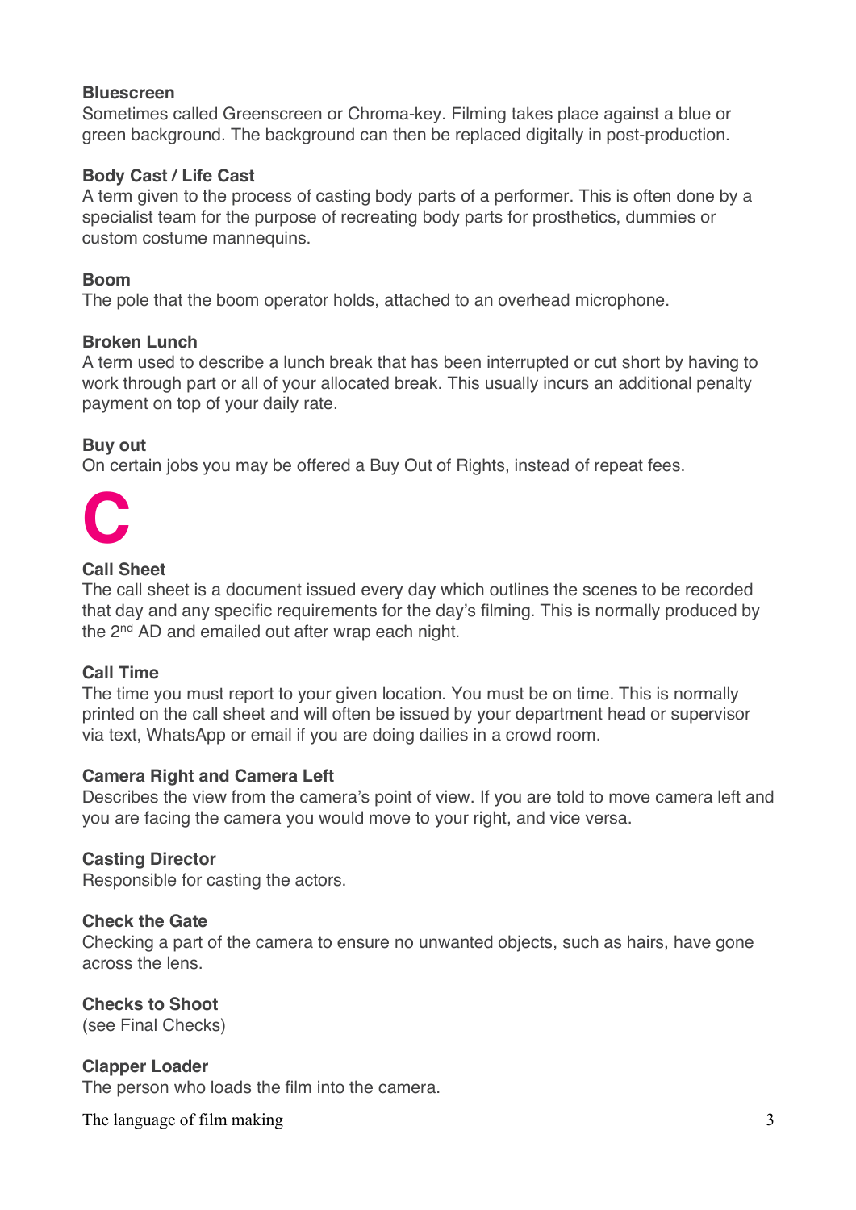**Bluescreen**
Sometimes called Greenscreen or Chroma-key. Filming takes place against a blue or green background. The background can then be replaced digitally in post-production.

**Body Cast / Life Cast**
A term given to the process of casting body parts of a performer. This is often done by a specialist team for the purpose of recreating body parts for prosthetics, dummies or custom costume mannequins.

**Boom**
The pole that the boom operator holds, attached to an overhead microphone.

**Broken Lunch**
A term used to describe a lunch break that has been interrupted or cut short by having to work through part or all of your allocated break. This usually incurs an additional penalty payment on top of your daily rate.

**Buy out**
On certain jobs you may be offered a Buy Out of Rights, instead of repeat fees.

# C

**Call Sheet**
The call sheet is a document issued every day which outlines the scenes to be recorded that day and any specific requirements for the day's filming. This is normally produced by the 2nd AD and emailed out after wrap each night.

**Call Time**
The time you must report to your given location. You must be on time. This is normally printed on the call sheet and will often be issued by your department head or supervisor via text, WhatsApp or email if you are doing dailies in a crowd room.

**Camera Right and Camera Left**
Describes the view from the camera's point of view. If you are told to move camera left and you are facing the camera you would move to your right, and vice versa.

**Casting Director**
Responsible for casting the actors.

**Check the Gate**
Checking a part of the camera to ensure no unwanted objects, such as hairs, have gone across the lens.

**Checks to Shoot**
(see Final Checks)

**Clapper Loader**
The person who loads the film into the camera.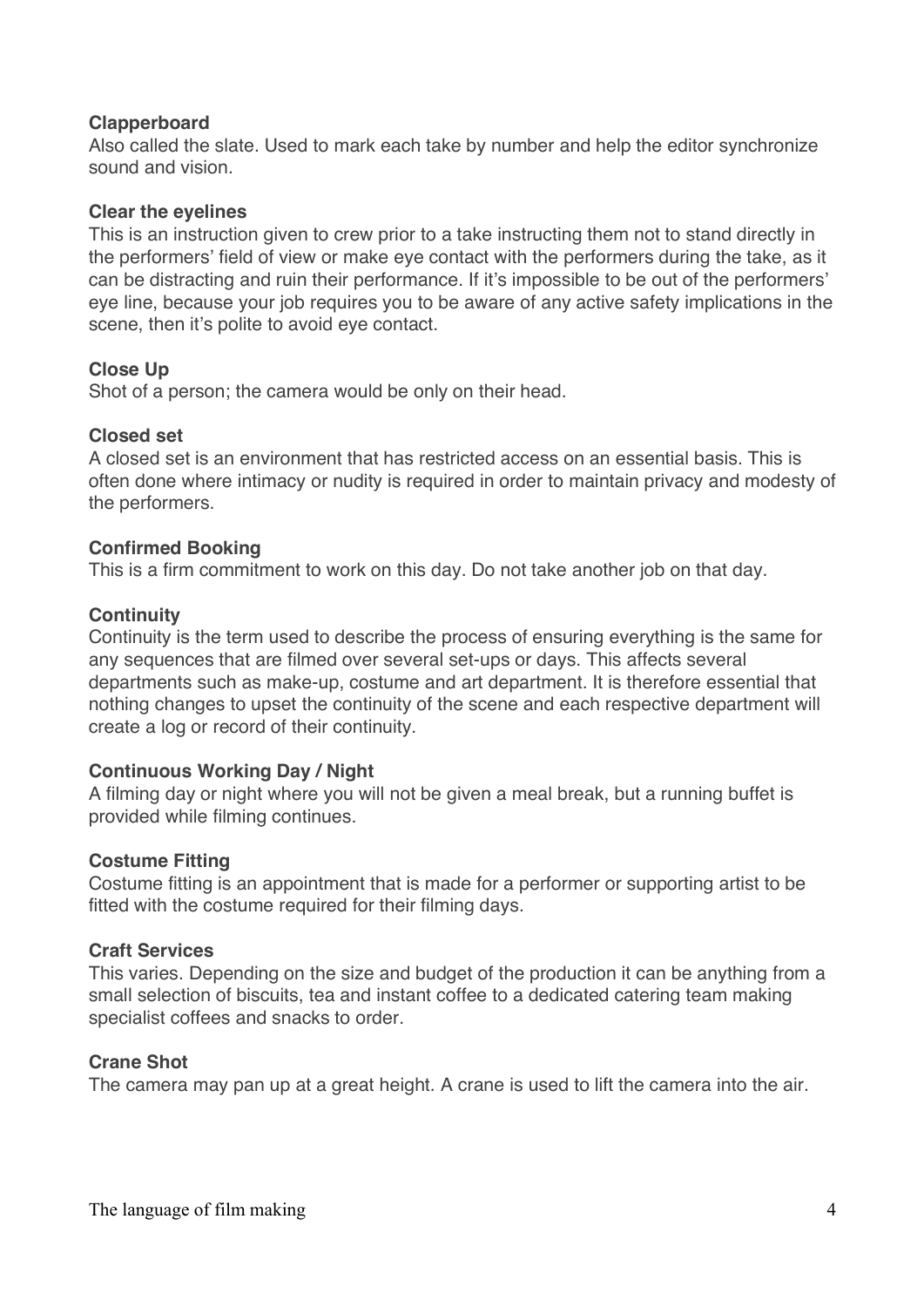**Clapperboard**
Also called the slate. Used to mark each take by number and help the editor synchronize sound and vision.

**Clear the eyelines**
This is an instruction given to crew prior to a take instructing them not to stand directly in the performers' field of view or make eye contact with the performers during the take, as it can be distracting and ruin their performance. If it's impossible to be out of the performers' eye line, because your job requires you to be aware of any active safety implications in the scene, then it's polite to avoid eye contact.

**Close Up**
Shot of a person; the camera would be only on their head.

**Closed set**
A closed set is an environment that has restricted access on an essential basis. This is often done where intimacy or nudity is required in order to maintain privacy and modesty of the performers.

**Confirmed Booking**
This is a firm commitment to work on this day. Do not take another job on that day.

**Continuity**
Continuity is the term used to describe the process of ensuring everything is the same for any sequences that are filmed over several set-ups or days. This affects several departments such as make-up, costume and art department. It is therefore essential that nothing changes to upset the continuity of the scene and each respective department will create a log or record of their continuity.

**Continuous Working Day / Night**
A filming day or night where you will not be given a meal break, but a running buffet is provided while filming continues.

**Costume Fitting**
Costume fitting is an appointment that is made for a performer or supporting artist to be fitted with the costume required for their filming days.

**Craft Services**
This varies. Depending on the size and budget of the production it can be anything from a small selection of biscuits, tea and instant coffee to a dedicated catering team making specialist coffees and snacks to order.

**Crane Shot**
The camera may pan up at a great height. A crane is used to lift the camera into the air.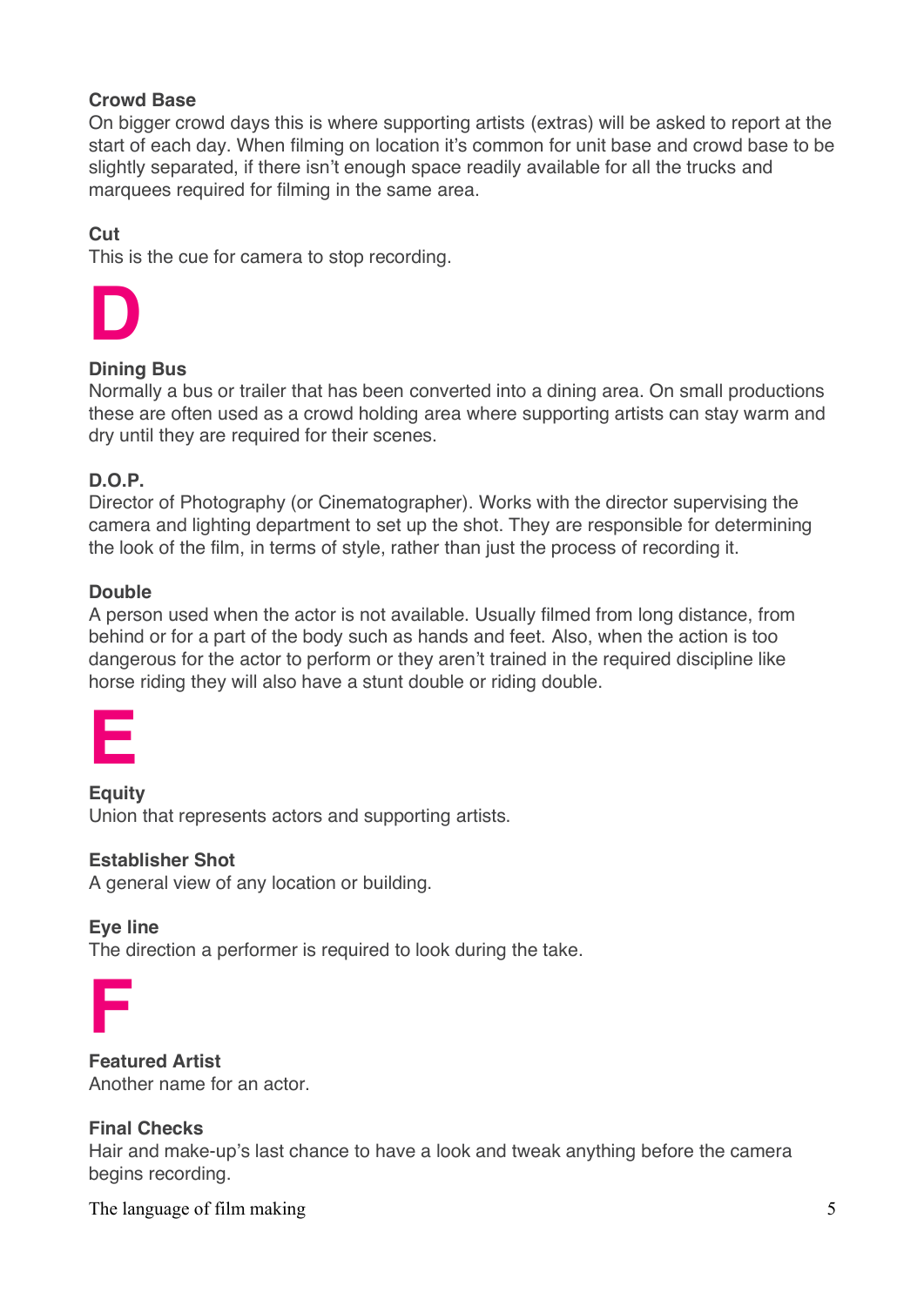**Crowd Base**
On bigger crowd days this is where supporting artists (extras) will be asked to report at the start of each day. When filming on location it's common for unit base and crowd base to be slightly separated, if there isn't enough space readily available for all the trucks and marquees required for filming in the same area.

**Cut**
This is the cue for camera to stop recording.

# D

**Dining Bus**
Normally a bus or trailer that has been converted into a dining area. On small productions these are often used as a crowd holding area where supporting artists can stay warm and dry until they are required for their scenes.

**D.O.P.**
Director of Photography (or Cinematographer). Works with the director supervising the camera and lighting department to set up the shot. They are responsible for determining the look of the film, in terms of style, rather than just the process of recording it.

**Double**
A person used when the actor is not available. Usually filmed from long distance, from behind or for a part of the body such as hands and feet. Also, when the action is too dangerous for the actor to perform or they aren't trained in the required discipline like horse riding they will also have a stunt double or riding double.

# E

**Equity**
Union that represents actors and supporting artists.

**Establisher Shot**
A general view of any location or building.

**Eye line**
The direction a performer is required to look during the take.

# F

**Featured Artist**
Another name for an actor.

**Final Checks**
Hair and make-up's last chance to have a look and tweak anything before the camera begins recording.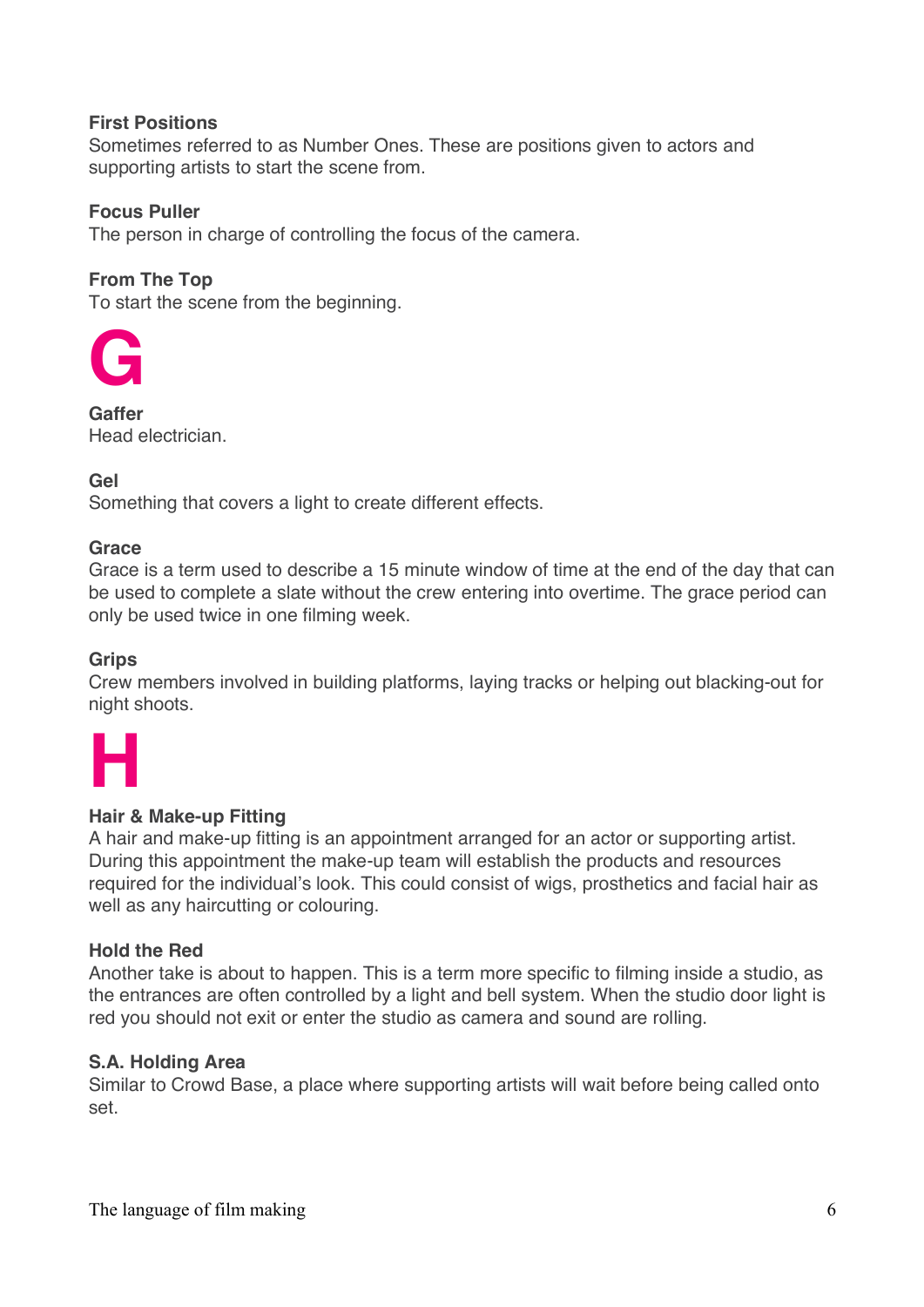**First Positions**
Sometimes referred to as Number Ones. These are positions given to actors and supporting artists to start the scene from.

**Focus Puller**
The person in charge of controlling the focus of the camera.

**From The Top**
To start the scene from the beginning.

# G

**Gaffer**
Head electrician.

**Gel**
Something that covers a light to create different effects.

**Grace**
Grace is a term used to describe a 15 minute window of time at the end of the day that can be used to complete a slate without the crew entering into overtime. The grace period can only be used twice in one filming week.

**Grips**
Crew members involved in building platforms, laying tracks or helping out blacking-out for night shoots.

# H

**Hair & Make-up Fitting**
A hair and make-up fitting is an appointment arranged for an actor or supporting artist. During this appointment the make-up team will establish the products and resources required for the individual's look. This could consist of wigs, prosthetics and facial hair as well as any haircutting or colouring.

**Hold the Red**
Another take is about to happen. This is a term more specific to filming inside a studio, as the entrances are often controlled by a light and bell system. When the studio door light is red you should not exit or enter the studio as camera and sound are rolling.

**S.A. Holding Area**
Similar to Crowd Base, a place where supporting artists will wait before being called onto set.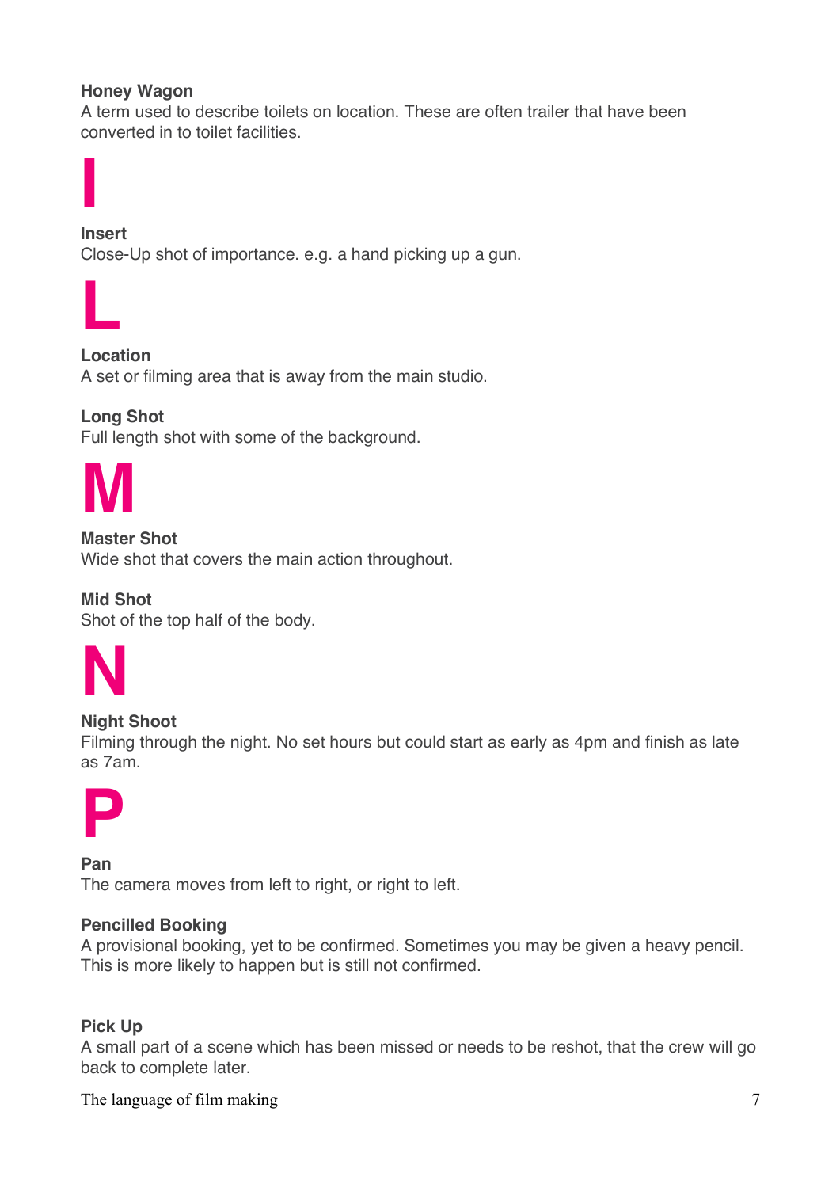**Honey Wagon**
A term used to describe toilets on location. These are often trailer that have been converted in to toilet facilities.

# I

**Insert**
Close-Up shot of importance. e.g. a hand picking up a gun.

# L

**Location**
A set or filming area that is away from the main studio.

**Long Shot**
Full length shot with some of the background.

# M

**Master Shot**
Wide shot that covers the main action throughout.

**Mid Shot**
Shot of the top half of the body.

# N

**Night Shoot**
Filming through the night. No set hours but could start as early as 4pm and finish as late as 7am.

# P

**Pan**
The camera moves from left to right, or right to left.

**Pencilled Booking**
A provisional booking, yet to be confirmed. Sometimes you may be given a heavy pencil. This is more likely to happen but is still not confirmed.

**Pick Up**
A small part of a scene which has been missed or needs to be reshot, that the crew will go back to complete later.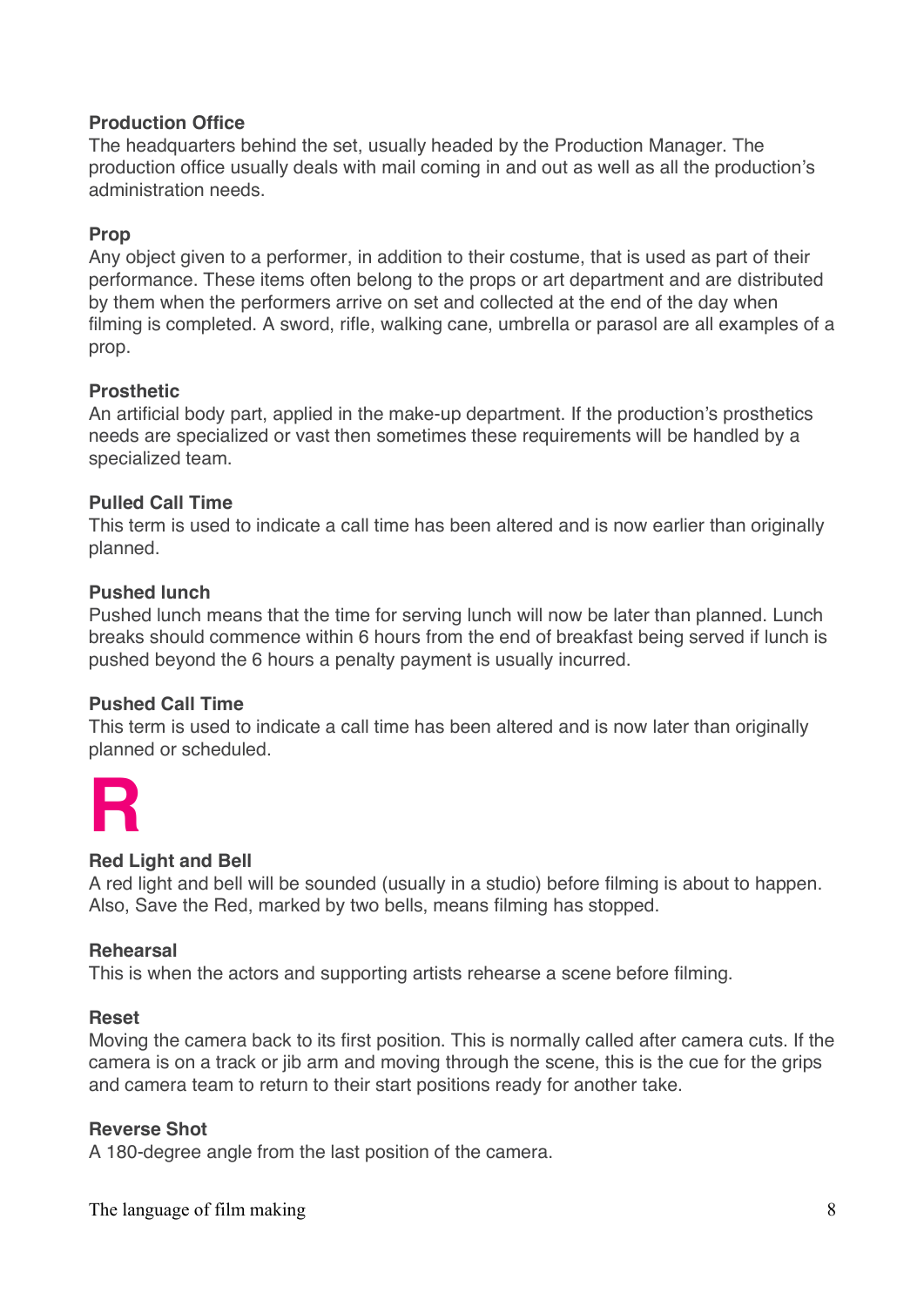### Production Office

The headquarters behind the set, usually headed by the Production Manager. The production office usually deals with mail coming in and out as well as all the production's administration needs.

### Prop

Any object given to a performer, in addition to their costume, that is used as part of their performance. These items often belong to the props or art department and are distributed by them when the performers arrive on set and collected at the end of the day when filming is completed. A sword, rifle, walking cane, umbrella or parasol are all examples of a prop.

### Prosthetic

An artificial body part, applied in the make-up department. If the production's prosthetics needs are specialized or vast then sometimes these requirements will be handled by a specialized team.

### Pulled Call Time

This term is used to indicate a call time has been altered and is now earlier than originally planned.

### Pushed lunch

Pushed lunch means that the time for serving lunch will now be later than planned. Lunch breaks should commence within 6 hours from the end of breakfast being served if lunch is pushed beyond the 6 hours a penalty payment is usually incurred.

### Pushed Call Time

This term is used to indicate a call time has been altered and is now later than originally planned or scheduled.

# R

### Red Light and Bell

A red light and bell will be sounded (usually in a studio) before filming is about to happen. Also, Save the Red, marked by two bells, means filming has stopped.

### Rehearsal

This is when the actors and supporting artists rehearse a scene before filming.

### Reset

Moving the camera back to its first position. This is normally called after camera cuts. If the camera is on a track or jib arm and moving through the scene, this is the cue for the grips and camera team to return to their start positions ready for another take.

### Reverse Shot

A 180-degree angle from the last position of the camera.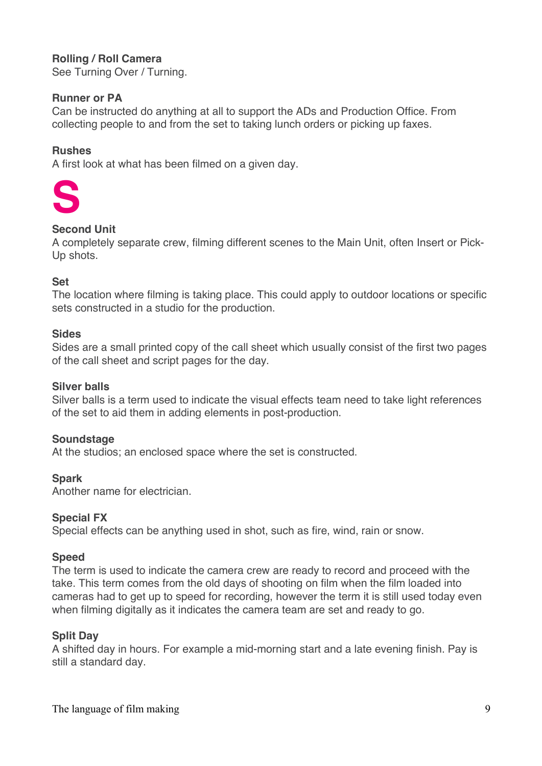**Rolling / Roll Camera**
See Turning Over / Turning.

**Runner or PA**
Can be instructed do anything at all to support the ADs and Production Office. From collecting people to and from the set to taking lunch orders or picking up faxes.

**Rushes**
A first look at what has been filmed on a given day.

# S

**Second Unit**
A completely separate crew, filming different scenes to the Main Unit, often Insert or Pick-Up shots.

**Set**
The location where filming is taking place. This could apply to outdoor locations or specific sets constructed in a studio for the production.

**Sides**
Sides are a small printed copy of the call sheet which usually consist of the first two pages of the call sheet and script pages for the day.

**Silver balls**
Silver balls is a term used to indicate the visual effects team need to take light references of the set to aid them in adding elements in post-production.

**Soundstage**
At the studios; an enclosed space where the set is constructed.

**Spark**
Another name for electrician.

**Special FX**
Special effects can be anything used in shot, such as fire, wind, rain or snow.

**Speed**
The term is used to indicate the camera crew are ready to record and proceed with the take. This term comes from the old days of shooting on film when the film loaded into cameras had to get up to speed for recording, however the term it is still used today even when filming digitally as it indicates the camera team are set and ready to go.

**Split Day**
A shifted day in hours. For example a mid-morning start and a late evening finish. Pay is still a standard day.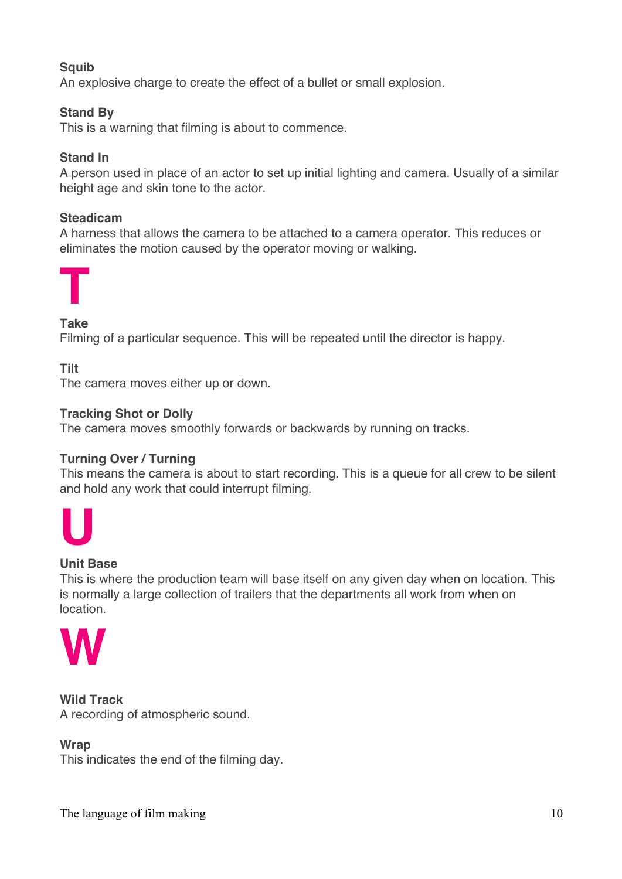**Squib**
An explosive charge to create the effect of a bullet or small explosion.

**Stand By**
This is a warning that filming is about to commence.

**Stand In**
A person used in place of an actor to set up initial lighting and camera. Usually of a similar height age and skin tone to the actor.

**Steadicam**
A harness that allows the camera to be attached to a camera operator. This reduces or eliminates the motion caused by the operator moving or walking.

# T

**Take**
Filming of a particular sequence. This will be repeated until the director is happy.

**Tilt**
The camera moves either up or down.

**Tracking Shot or Dolly**
The camera moves smoothly forwards or backwards by running on tracks.

**Turning Over / Turning**
This means the camera is about to start recording. This is a queue for all crew to be silent and hold any work that could interrupt filming.

# U

**Unit Base**
This is where the production team will base itself on any given day when on location. This is normally a large collection of trailers that the departments all work from when on location.

# W

**Wild Track**
A recording of atmospheric sound.

**Wrap**
This indicates the end of the filming day.